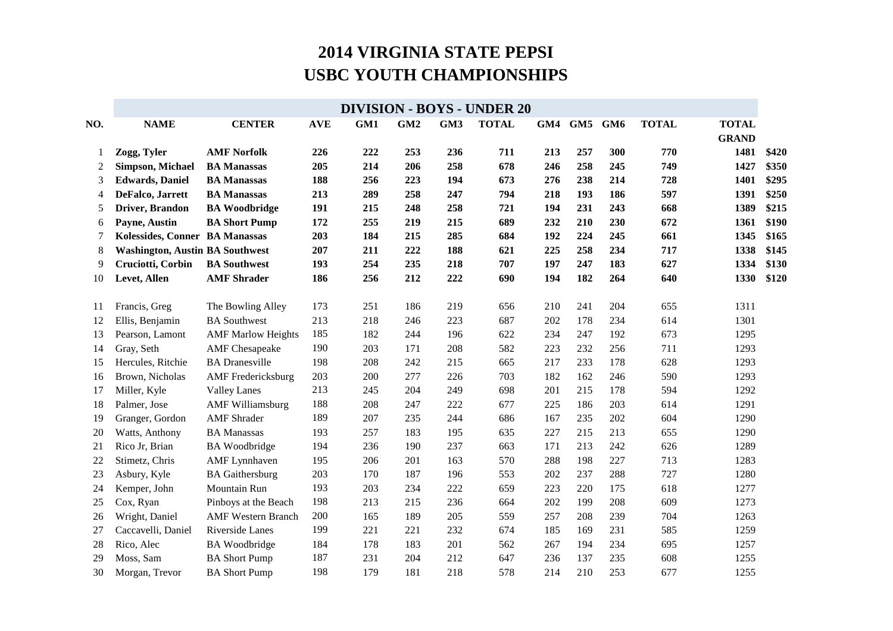# 2014 VIRGINIA STATE PEPSI
# USBC YOUTH CHAMPIONSHIPS

## DIVISION - BOYS - UNDER 20

| NO. | NAME | CENTER | AVE | GM1 | GM2 | GM3 | TOTAL | GM4 | GM5 | GM6 | TOTAL | TOTAL GRAND | |
|---|---|---|---|---|---|---|---|---|---|---|---|---|---|
| 1 | **Zogg, Tyler** | **AMF Norfolk** | **226** | **222** | **253** | **236** | **711** | **213** | **257** | **300** | **770** | **1481** | **$420** |
| 2 | **Simpson, Michael** | **BA Manassas** | **205** | **214** | **206** | **258** | **678** | **246** | **258** | **245** | **749** | **1427** | **$350** |
| 3 | **Edwards, Daniel** | **BA Manassas** | **188** | **256** | **223** | **194** | **673** | **276** | **238** | **214** | **728** | **1401** | **$295** |
| 4 | **DeFalco, Jarrett** | **BA Manassas** | **213** | **289** | **258** | **247** | **794** | **218** | **193** | **186** | **597** | **1391** | **$250** |
| 5 | **Driver, Brandon** | **BA Woodbridge** | **191** | **215** | **248** | **258** | **721** | **194** | **231** | **243** | **668** | **1389** | **$215** |
| 6 | **Payne, Austin** | **BA Short Pump** | **172** | **255** | **219** | **215** | **689** | **232** | **210** | **230** | **672** | **1361** | **$190** |
| 7 | **Kolessides, Conner** | **BA Manassas** | **203** | **184** | **215** | **285** | **684** | **192** | **224** | **245** | **661** | **1345** | **$165** |
| 8 | **Washington, Austin** | **BA Southwest** | **207** | **211** | **222** | **188** | **621** | **225** | **258** | **234** | **717** | **1338** | **$145** |
| 9 | **Cruciotti, Corbin** | **BA Southwest** | **193** | **254** | **235** | **218** | **707** | **197** | **247** | **183** | **627** | **1334** | **$130** |
| 10 | **Levet, Allen** | **AMF Shrader** | **186** | **256** | **212** | **222** | **690** | **194** | **182** | **264** | **640** | **1330** | **$120** |
| 11 | Francis, Greg | The Bowling Alley | 173 | 251 | 186 | 219 | 656 | 210 | 241 | 204 | 655 | 1311 | |
| 12 | Ellis, Benjamin | BA Southwest | 213 | 218 | 246 | 223 | 687 | 202 | 178 | 234 | 614 | 1301 | |
| 13 | Pearson, Lamont | AMF Marlow Heights | 185 | 182 | 244 | 196 | 622 | 234 | 247 | 192 | 673 | 1295 | |
| 14 | Gray, Seth | AMF Chesapeake | 190 | 203 | 171 | 208 | 582 | 223 | 232 | 256 | 711 | 1293 | |
| 15 | Hercules, Ritchie | BA Dranesville | 198 | 208 | 242 | 215 | 665 | 217 | 233 | 178 | 628 | 1293 | |
| 16 | Brown, Nicholas | AMF Fredericksburg | 203 | 200 | 277 | 226 | 703 | 182 | 162 | 246 | 590 | 1293 | |
| 17 | Miller, Kyle | Valley Lanes | 213 | 245 | 204 | 249 | 698 | 201 | 215 | 178 | 594 | 1292 | |
| 18 | Palmer, Jose | AMF Williamsburg | 188 | 208 | 247 | 222 | 677 | 225 | 186 | 203 | 614 | 1291 | |
| 19 | Granger, Gordon | AMF Shrader | 189 | 207 | 235 | 244 | 686 | 167 | 235 | 202 | 604 | 1290 | |
| 20 | Watts, Anthony | BA Manassas | 193 | 257 | 183 | 195 | 635 | 227 | 215 | 213 | 655 | 1290 | |
| 21 | Rico Jr, Brian | BA Woodbridge | 194 | 236 | 190 | 237 | 663 | 171 | 213 | 242 | 626 | 1289 | |
| 22 | Stimetz, Chris | AMF Lynnhaven | 195 | 206 | 201 | 163 | 570 | 288 | 198 | 227 | 713 | 1283 | |
| 23 | Asbury, Kyle | BA Gaithersburg | 203 | 170 | 187 | 196 | 553 | 202 | 237 | 288 | 727 | 1280 | |
| 24 | Kemper, John | Mountain Run | 193 | 203 | 234 | 222 | 659 | 223 | 220 | 175 | 618 | 1277 | |
| 25 | Cox, Ryan | Pinboys at the Beach | 198 | 213 | 215 | 236 | 664 | 202 | 199 | 208 | 609 | 1273 | |
| 26 | Wright, Daniel | AMF Western Branch | 200 | 165 | 189 | 205 | 559 | 257 | 208 | 239 | 704 | 1263 | |
| 27 | Caccavelli, Daniel | Riverside Lanes | 199 | 221 | 221 | 232 | 674 | 185 | 169 | 231 | 585 | 1259 | |
| 28 | Rico, Alec | BA Woodbridge | 184 | 178 | 183 | 201 | 562 | 267 | 194 | 234 | 695 | 1257 | |
| 29 | Moss, Sam | BA Short Pump | 187 | 231 | 204 | 212 | 647 | 236 | 137 | 235 | 608 | 1255 | |
| 30 | Morgan, Trevor | BA Short Pump | 198 | 179 | 181 | 218 | 578 | 214 | 210 | 253 | 677 | 1255 | |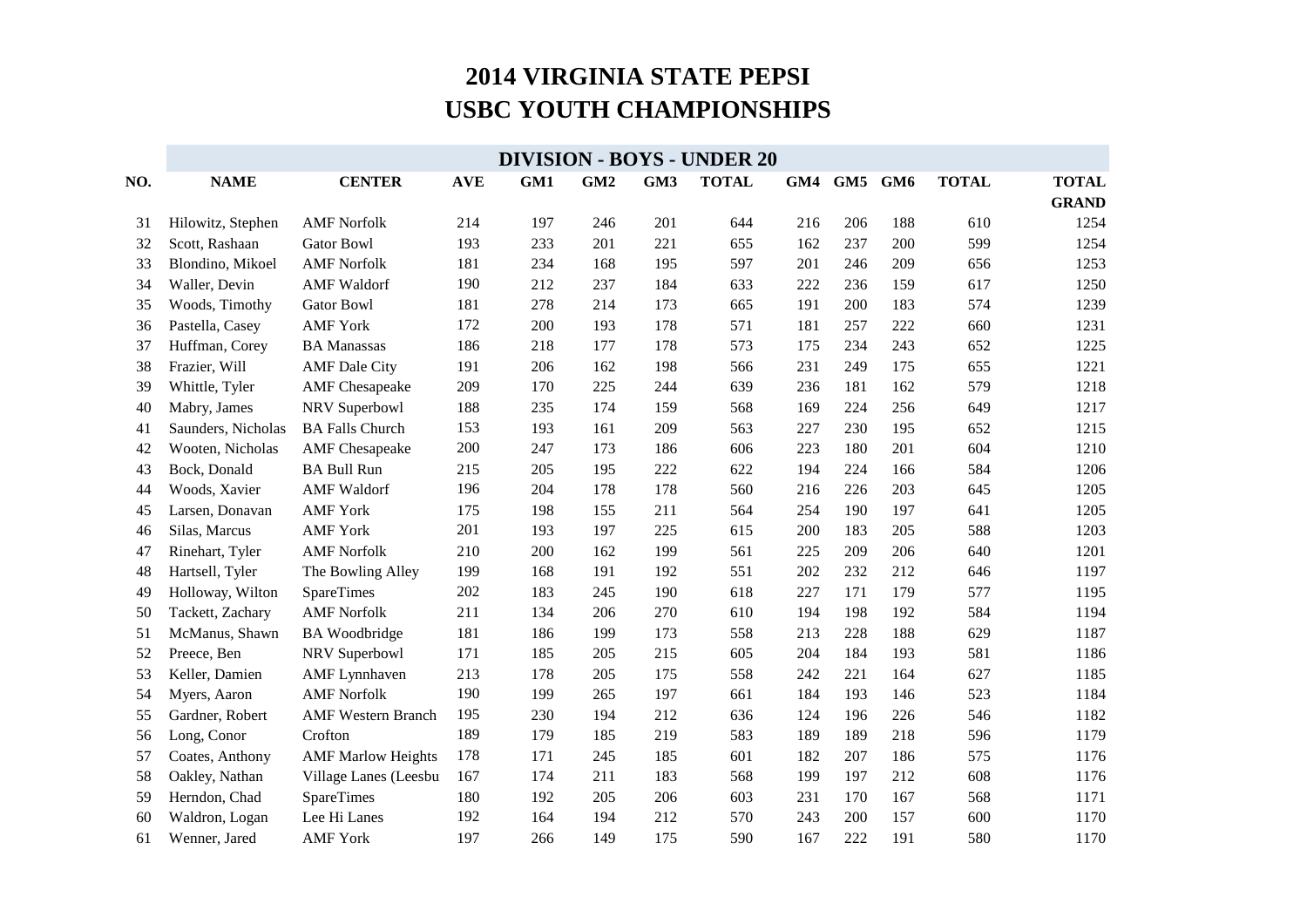# 2014 VIRGINIA STATE PEPSI
# USBC YOUTH CHAMPIONSHIPS

## DIVISION - BOYS - UNDER 20

| NO. | NAME | CENTER | AVE | GM1 | GM2 | GM3 | TOTAL | GM4 | GM5 | GM6 | TOTAL | TOTAL GRAND |
|---|---|---|---|---|---|---|---|---|---|---|---|---|
| 31 | Hilowitz, Stephen | AMF Norfolk | 214 | 197 | 246 | 201 | 644 | 216 | 206 | 188 | 610 | 1254 |
| 32 | Scott, Rashaan | Gator Bowl | 193 | 233 | 201 | 221 | 655 | 162 | 237 | 200 | 599 | 1254 |
| 33 | Blondino, Mikoel | AMF Norfolk | 181 | 234 | 168 | 195 | 597 | 201 | 246 | 209 | 656 | 1253 |
| 34 | Waller, Devin | AMF Waldorf | 190 | 212 | 237 | 184 | 633 | 222 | 236 | 159 | 617 | 1250 |
| 35 | Woods, Timothy | Gator Bowl | 181 | 278 | 214 | 173 | 665 | 191 | 200 | 183 | 574 | 1239 |
| 36 | Pastella, Casey | AMF York | 172 | 200 | 193 | 178 | 571 | 181 | 257 | 222 | 660 | 1231 |
| 37 | Huffman, Corey | BA Manassas | 186 | 218 | 177 | 178 | 573 | 175 | 234 | 243 | 652 | 1225 |
| 38 | Frazier, Will | AMF Dale City | 191 | 206 | 162 | 198 | 566 | 231 | 249 | 175 | 655 | 1221 |
| 39 | Whittle, Tyler | AMF Chesapeake | 209 | 170 | 225 | 244 | 639 | 236 | 181 | 162 | 579 | 1218 |
| 40 | Mabry, James | NRV Superbowl | 188 | 235 | 174 | 159 | 568 | 169 | 224 | 256 | 649 | 1217 |
| 41 | Saunders, Nicholas | BA Falls Church | 153 | 193 | 161 | 209 | 563 | 227 | 230 | 195 | 652 | 1215 |
| 42 | Wooten, Nicholas | AMF Chesapeake | 200 | 247 | 173 | 186 | 606 | 223 | 180 | 201 | 604 | 1210 |
| 43 | Bock, Donald | BA Bull Run | 215 | 205 | 195 | 222 | 622 | 194 | 224 | 166 | 584 | 1206 |
| 44 | Woods, Xavier | AMF Waldorf | 196 | 204 | 178 | 178 | 560 | 216 | 226 | 203 | 645 | 1205 |
| 45 | Larsen, Donavan | AMF York | 175 | 198 | 155 | 211 | 564 | 254 | 190 | 197 | 641 | 1205 |
| 46 | Silas, Marcus | AMF York | 201 | 193 | 197 | 225 | 615 | 200 | 183 | 205 | 588 | 1203 |
| 47 | Rinehart, Tyler | AMF Norfolk | 210 | 200 | 162 | 199 | 561 | 225 | 209 | 206 | 640 | 1201 |
| 48 | Hartsell, Tyler | The Bowling Alley | 199 | 168 | 191 | 192 | 551 | 202 | 232 | 212 | 646 | 1197 |
| 49 | Holloway, Wilton | SpareTimes | 202 | 183 | 245 | 190 | 618 | 227 | 171 | 179 | 577 | 1195 |
| 50 | Tackett, Zachary | AMF Norfolk | 211 | 134 | 206 | 270 | 610 | 194 | 198 | 192 | 584 | 1194 |
| 51 | McManus, Shawn | BA Woodbridge | 181 | 186 | 199 | 173 | 558 | 213 | 228 | 188 | 629 | 1187 |
| 52 | Preece, Ben | NRV Superbowl | 171 | 185 | 205 | 215 | 605 | 204 | 184 | 193 | 581 | 1186 |
| 53 | Keller, Damien | AMF Lynnhaven | 213 | 178 | 205 | 175 | 558 | 242 | 221 | 164 | 627 | 1185 |
| 54 | Myers, Aaron | AMF Norfolk | 190 | 199 | 265 | 197 | 661 | 184 | 193 | 146 | 523 | 1184 |
| 55 | Gardner, Robert | AMF Western Branch | 195 | 230 | 194 | 212 | 636 | 124 | 196 | 226 | 546 | 1182 |
| 56 | Long, Conor | Crofton | 189 | 179 | 185 | 219 | 583 | 189 | 189 | 218 | 596 | 1179 |
| 57 | Coates, Anthony | AMF Marlow Heights | 178 | 171 | 245 | 185 | 601 | 182 | 207 | 186 | 575 | 1176 |
| 58 | Oakley, Nathan | Village Lanes (Leesbu | 167 | 174 | 211 | 183 | 568 | 199 | 197 | 212 | 608 | 1176 |
| 59 | Herndon, Chad | SpareTimes | 180 | 192 | 205 | 206 | 603 | 231 | 170 | 167 | 568 | 1171 |
| 60 | Waldron, Logan | Lee Hi Lanes | 192 | 164 | 194 | 212 | 570 | 243 | 200 | 157 | 600 | 1170 |
| 61 | Wenner, Jared | AMF York | 197 | 266 | 149 | 175 | 590 | 167 | 222 | 191 | 580 | 1170 |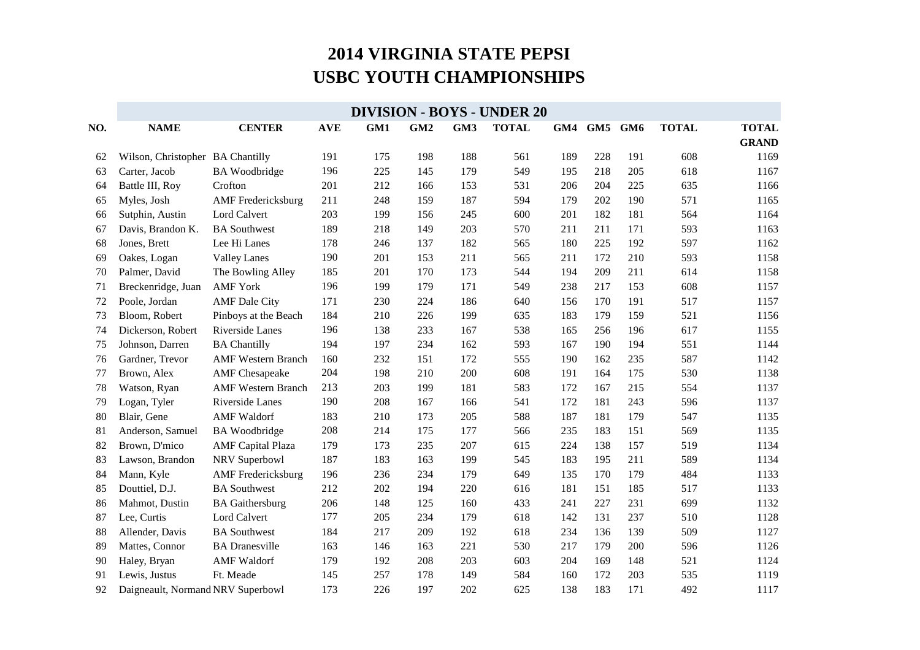# 2014 VIRGINIA STATE PEPSI
# USBC YOUTH CHAMPIONSHIPS

| NO. | NAME | CENTER | AVE | GM1 | GM2 | GM3 | TOTAL | GM4 | GM5 | GM6 | TOTAL | TOTAL GRAND |
|---|---|---|---|---|---|---|---|---|---|---|---|---|
| **DIVISION - BOYS - UNDER 20** | | | | | | | | | | | | |
| 62 | Wilson, Christopher | BA Chantilly | 191 | 175 | 198 | 188 | 561 | 189 | 228 | 191 | 608 | 1169 |
| 63 | Carter, Jacob | BA Woodbridge | 196 | 225 | 145 | 179 | 549 | 195 | 218 | 205 | 618 | 1167 |
| 64 | Battle III, Roy | Crofton | 201 | 212 | 166 | 153 | 531 | 206 | 204 | 225 | 635 | 1166 |
| 65 | Myles, Josh | AMF Fredericksburg | 211 | 248 | 159 | 187 | 594 | 179 | 202 | 190 | 571 | 1165 |
| 66 | Sutphin, Austin | Lord Calvert | 203 | 199 | 156 | 245 | 600 | 201 | 182 | 181 | 564 | 1164 |
| 67 | Davis, Brandon K. | BA Southwest | 189 | 218 | 149 | 203 | 570 | 211 | 211 | 171 | 593 | 1163 |
| 68 | Jones, Brett | Lee Hi Lanes | 178 | 246 | 137 | 182 | 565 | 180 | 225 | 192 | 597 | 1162 |
| 69 | Oakes, Logan | Valley Lanes | 190 | 201 | 153 | 211 | 565 | 211 | 172 | 210 | 593 | 1158 |
| 70 | Palmer, David | The Bowling Alley | 185 | 201 | 170 | 173 | 544 | 194 | 209 | 211 | 614 | 1158 |
| 71 | Breckenridge, Juan | AMF York | 196 | 199 | 179 | 171 | 549 | 238 | 217 | 153 | 608 | 1157 |
| 72 | Poole, Jordan | AMF Dale City | 171 | 230 | 224 | 186 | 640 | 156 | 170 | 191 | 517 | 1157 |
| 73 | Bloom, Robert | Pinboys at the Beach | 184 | 210 | 226 | 199 | 635 | 183 | 179 | 159 | 521 | 1156 |
| 74 | Dickerson, Robert | Riverside Lanes | 196 | 138 | 233 | 167 | 538 | 165 | 256 | 196 | 617 | 1155 |
| 75 | Johnson, Darren | BA Chantilly | 194 | 197 | 234 | 162 | 593 | 167 | 190 | 194 | 551 | 1144 |
| 76 | Gardner, Trevor | AMF Western Branch | 160 | 232 | 151 | 172 | 555 | 190 | 162 | 235 | 587 | 1142 |
| 77 | Brown, Alex | AMF Chesapeake | 204 | 198 | 210 | 200 | 608 | 191 | 164 | 175 | 530 | 1138 |
| 78 | Watson, Ryan | AMF Western Branch | 213 | 203 | 199 | 181 | 583 | 172 | 167 | 215 | 554 | 1137 |
| 79 | Logan, Tyler | Riverside Lanes | 190 | 208 | 167 | 166 | 541 | 172 | 181 | 243 | 596 | 1137 |
| 80 | Blair, Gene | AMF Waldorf | 183 | 210 | 173 | 205 | 588 | 187 | 181 | 179 | 547 | 1135 |
| 81 | Anderson, Samuel | BA Woodbridge | 208 | 214 | 175 | 177 | 566 | 235 | 183 | 151 | 569 | 1135 |
| 82 | Brown, D'mico | AMF Capital Plaza | 179 | 173 | 235 | 207 | 615 | 224 | 138 | 157 | 519 | 1134 |
| 83 | Lawson, Brandon | NRV Superbowl | 187 | 183 | 163 | 199 | 545 | 183 | 195 | 211 | 589 | 1134 |
| 84 | Mann, Kyle | AMF Fredericksburg | 196 | 236 | 234 | 179 | 649 | 135 | 170 | 179 | 484 | 1133 |
| 85 | Douttiel, D.J. | BA Southwest | 212 | 202 | 194 | 220 | 616 | 181 | 151 | 185 | 517 | 1133 |
| 86 | Mahmot, Dustin | BA Gaithersburg | 206 | 148 | 125 | 160 | 433 | 241 | 227 | 231 | 699 | 1132 |
| 87 | Lee, Curtis | Lord Calvert | 177 | 205 | 234 | 179 | 618 | 142 | 131 | 237 | 510 | 1128 |
| 88 | Allender, Davis | BA Southwest | 184 | 217 | 209 | 192 | 618 | 234 | 136 | 139 | 509 | 1127 |
| 89 | Mattes, Connor | BA Dranesville | 163 | 146 | 163 | 221 | 530 | 217 | 179 | 200 | 596 | 1126 |
| 90 | Haley, Bryan | AMF Waldorf | 179 | 192 | 208 | 203 | 603 | 204 | 169 | 148 | 521 | 1124 |
| 91 | Lewis, Justus | Ft. Meade | 145 | 257 | 178 | 149 | 584 | 160 | 172 | 203 | 535 | 1119 |
| 92 | Daigneault, Normand | NRV Superbowl | 173 | 226 | 197 | 202 | 625 | 138 | 183 | 171 | 492 | 1117 |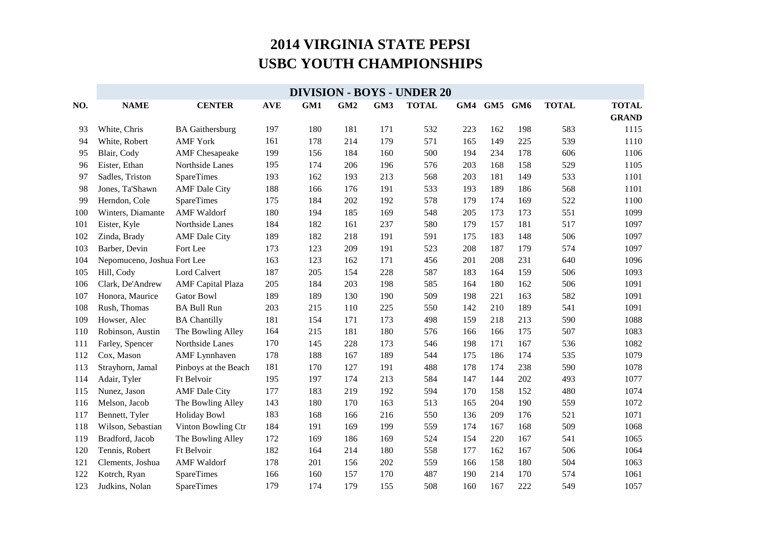# 2014 VIRGINIA STATE PEPSI
# USBC YOUTH CHAMPIONSHIPS

| DIVISION - BOYS - UNDER 20 | | | | | | | | | | | | | |
|---|---|---|---|---|---|---|---|---|---|---|---|---|---|
| NO. | NAME | CENTER | AVE | GM1 | GM2 | GM3 | TOTAL | GM4 | GM5 | GM6 | TOTAL | TOTAL GRAND |
| 93 | White, Chris | BA Gaithersburg | 197 | 180 | 181 | 171 | 532 | 223 | 162 | 198 | 583 | 1115 |
| 94 | White, Robert | AMF York | 161 | 178 | 214 | 179 | 571 | 165 | 149 | 225 | 539 | 1110 |
| 95 | Blair, Cody | AMF Chesapeake | 199 | 156 | 184 | 160 | 500 | 194 | 234 | 178 | 606 | 1106 |
| 96 | Eister, Ethan | Northside Lanes | 195 | 174 | 206 | 196 | 576 | 203 | 168 | 158 | 529 | 1105 |
| 97 | Sadles, Triston | SpareTimes | 193 | 162 | 193 | 213 | 568 | 203 | 181 | 149 | 533 | 1101 |
| 98 | Jones, Ta'Shawn | AMF Dale City | 188 | 166 | 176 | 191 | 533 | 193 | 189 | 186 | 568 | 1101 |
| 99 | Herndon, Cole | SpareTimes | 175 | 184 | 202 | 192 | 578 | 179 | 174 | 169 | 522 | 1100 |
| 100 | Winters, Diamante | AMF Waldorf | 180 | 194 | 185 | 169 | 548 | 205 | 173 | 173 | 551 | 1099 |
| 101 | Eister, Kyle | Northside Lanes | 184 | 182 | 161 | 237 | 580 | 179 | 157 | 181 | 517 | 1097 |
| 102 | Zinda, Brady | AMF Dale City | 189 | 182 | 218 | 191 | 591 | 175 | 183 | 148 | 506 | 1097 |
| 103 | Barber, Devin | Fort Lee | 173 | 123 | 209 | 191 | 523 | 208 | 187 | 179 | 574 | 1097 |
| 104 | Nepomuceno, Joshua | Fort Lee | 163 | 123 | 162 | 171 | 456 | 201 | 208 | 231 | 640 | 1096 |
| 105 | Hill, Cody | Lord Calvert | 187 | 205 | 154 | 228 | 587 | 183 | 164 | 159 | 506 | 1093 |
| 106 | Clark, De'Andrew | AMF Capital Plaza | 205 | 184 | 203 | 198 | 585 | 164 | 180 | 162 | 506 | 1091 |
| 107 | Honora, Maurice | Gator Bowl | 189 | 189 | 130 | 190 | 509 | 198 | 221 | 163 | 582 | 1091 |
| 108 | Rush, Thomas | BA Bull Run | 203 | 215 | 110 | 225 | 550 | 142 | 210 | 189 | 541 | 1091 |
| 109 | Howser, Alec | BA Chantilly | 181 | 154 | 171 | 173 | 498 | 159 | 218 | 213 | 590 | 1088 |
| 110 | Robinson, Austin | The Bowling Alley | 164 | 215 | 181 | 180 | 576 | 166 | 166 | 175 | 507 | 1083 |
| 111 | Farley, Spencer | Northside Lanes | 170 | 145 | 228 | 173 | 546 | 198 | 171 | 167 | 536 | 1082 |
| 112 | Cox, Mason | AMF Lynnhaven | 178 | 188 | 167 | 189 | 544 | 175 | 186 | 174 | 535 | 1079 |
| 113 | Strayhorn, Jamal | Pinboys at the Beach | 181 | 170 | 127 | 191 | 488 | 178 | 174 | 238 | 590 | 1078 |
| 114 | Adair, Tyler | Ft Belvoir | 195 | 197 | 174 | 213 | 584 | 147 | 144 | 202 | 493 | 1077 |
| 115 | Nunez, Jason | AMF Dale City | 177 | 183 | 219 | 192 | 594 | 170 | 158 | 152 | 480 | 1074 |
| 116 | Melson, Jacob | The Bowling Alley | 143 | 180 | 170 | 163 | 513 | 165 | 204 | 190 | 559 | 1072 |
| 117 | Bennett, Tyler | Holiday Bowl | 183 | 168 | 166 | 216 | 550 | 136 | 209 | 176 | 521 | 1071 |
| 118 | Wilson, Sebastian | Vinton Bowling Ctr | 184 | 191 | 169 | 199 | 559 | 174 | 167 | 168 | 509 | 1068 |
| 119 | Bradford, Jacob | The Bowling Alley | 172 | 169 | 186 | 169 | 524 | 154 | 220 | 167 | 541 | 1065 |
| 120 | Tennis, Robert | Ft Belvoir | 182 | 164 | 214 | 180 | 558 | 177 | 162 | 167 | 506 | 1064 |
| 121 | Clements, Joshua | AMF Waldorf | 178 | 201 | 156 | 202 | 559 | 166 | 158 | 180 | 504 | 1063 |
| 122 | Kotrch, Ryan | SpareTimes | 166 | 160 | 157 | 170 | 487 | 190 | 214 | 170 | 574 | 1061 |
| 123 | Judkins, Nolan | SpareTimes | 179 | 174 | 179 | 155 | 508 | 160 | 167 | 222 | 549 | 1057 |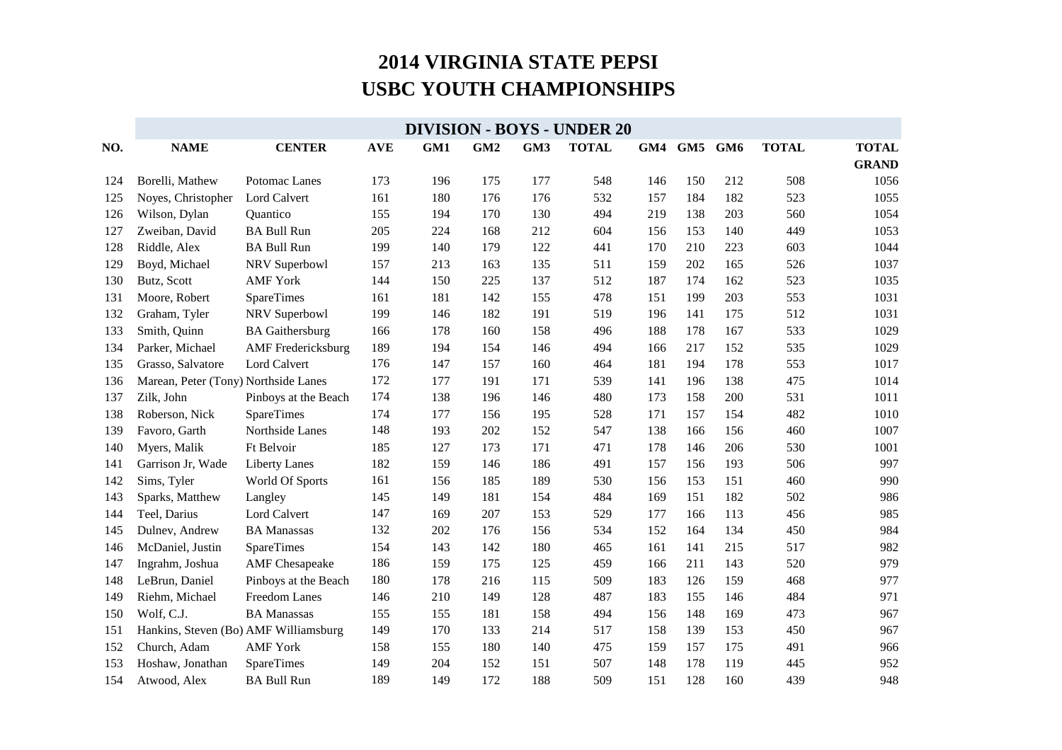# 2014 VIRGINIA STATE PEPSI
# USBC YOUTH CHAMPIONSHIPS

| DIVISION - BOYS - UNDER 20 | | | | | | | | | | | | | |
|---|---|---|---|---|---|---|---|---|---|---|---|---|---|
| NO. | NAME | CENTER | AVE | GM1 | GM2 | GM3 | TOTAL | GM4 | GM5 | GM6 | TOTAL | TOTAL GRAND |
| 124 | Borelli, Mathew | Potomac Lanes | 173 | 196 | 175 | 177 | 548 | 146 | 150 | 212 | 508 | 1056 |
| 125 | Noyes, Christopher | Lord Calvert | 161 | 180 | 176 | 176 | 532 | 157 | 184 | 182 | 523 | 1055 |
| 126 | Wilson, Dylan | Quantico | 155 | 194 | 170 | 130 | 494 | 219 | 138 | 203 | 560 | 1054 |
| 127 | Zweiban, David | BA Bull Run | 205 | 224 | 168 | 212 | 604 | 156 | 153 | 140 | 449 | 1053 |
| 128 | Riddle, Alex | BA Bull Run | 199 | 140 | 179 | 122 | 441 | 170 | 210 | 223 | 603 | 1044 |
| 129 | Boyd, Michael | NRV Superbowl | 157 | 213 | 163 | 135 | 511 | 159 | 202 | 165 | 526 | 1037 |
| 130 | Butz, Scott | AMF York | 144 | 150 | 225 | 137 | 512 | 187 | 174 | 162 | 523 | 1035 |
| 131 | Moore, Robert | SpareTimes | 161 | 181 | 142 | 155 | 478 | 151 | 199 | 203 | 553 | 1031 |
| 132 | Graham, Tyler | NRV Superbowl | 199 | 146 | 182 | 191 | 519 | 196 | 141 | 175 | 512 | 1031 |
| 133 | Smith, Quinn | BA Gaithersburg | 166 | 178 | 160 | 158 | 496 | 188 | 178 | 167 | 533 | 1029 |
| 134 | Parker, Michael | AMF Fredericksburg | 189 | 194 | 154 | 146 | 494 | 166 | 217 | 152 | 535 | 1029 |
| 135 | Grasso, Salvatore | Lord Calvert | 176 | 147 | 157 | 160 | 464 | 181 | 194 | 178 | 553 | 1017 |
| 136 | Marean, Peter (Tony) | Northside Lanes | 172 | 177 | 191 | 171 | 539 | 141 | 196 | 138 | 475 | 1014 |
| 137 | Zilk, John | Pinboys at the Beach | 174 | 138 | 196 | 146 | 480 | 173 | 158 | 200 | 531 | 1011 |
| 138 | Roberson, Nick | SpareTimes | 174 | 177 | 156 | 195 | 528 | 171 | 157 | 154 | 482 | 1010 |
| 139 | Favoro, Garth | Northside Lanes | 148 | 193 | 202 | 152 | 547 | 138 | 166 | 156 | 460 | 1007 |
| 140 | Myers, Malik | Ft Belvoir | 185 | 127 | 173 | 171 | 471 | 178 | 146 | 206 | 530 | 1001 |
| 141 | Garrison Jr, Wade | Liberty Lanes | 182 | 159 | 146 | 186 | 491 | 157 | 156 | 193 | 506 | 997 |
| 142 | Sims, Tyler | World Of Sports | 161 | 156 | 185 | 189 | 530 | 156 | 153 | 151 | 460 | 990 |
| 143 | Sparks, Matthew | Langley | 145 | 149 | 181 | 154 | 484 | 169 | 151 | 182 | 502 | 986 |
| 144 | Teel, Darius | Lord Calvert | 147 | 169 | 207 | 153 | 529 | 177 | 166 | 113 | 456 | 985 |
| 145 | Dulnev, Andrew | BA Manassas | 132 | 202 | 176 | 156 | 534 | 152 | 164 | 134 | 450 | 984 |
| 146 | McDaniel, Justin | SpareTimes | 154 | 143 | 142 | 180 | 465 | 161 | 141 | 215 | 517 | 982 |
| 147 | Ingrahm, Joshua | AMF Chesapeake | 186 | 159 | 175 | 125 | 459 | 166 | 211 | 143 | 520 | 979 |
| 148 | LeBrun, Daniel | Pinboys at the Beach | 180 | 178 | 216 | 115 | 509 | 183 | 126 | 159 | 468 | 977 |
| 149 | Riehm, Michael | Freedom Lanes | 146 | 210 | 149 | 128 | 487 | 183 | 155 | 146 | 484 | 971 |
| 150 | Wolf, C.J. | BA Manassas | 155 | 155 | 181 | 158 | 494 | 156 | 148 | 169 | 473 | 967 |
| 151 | Hankins, Steven (Bo) | AMF Williamsburg | 149 | 170 | 133 | 214 | 517 | 158 | 139 | 153 | 450 | 967 |
| 152 | Church, Adam | AMF York | 158 | 155 | 180 | 140 | 475 | 159 | 157 | 175 | 491 | 966 |
| 153 | Hoshaw, Jonathan | SpareTimes | 149 | 204 | 152 | 151 | 507 | 148 | 178 | 119 | 445 | 952 |
| 154 | Atwood, Alex | BA Bull Run | 189 | 149 | 172 | 188 | 509 | 151 | 128 | 160 | 439 | 948 |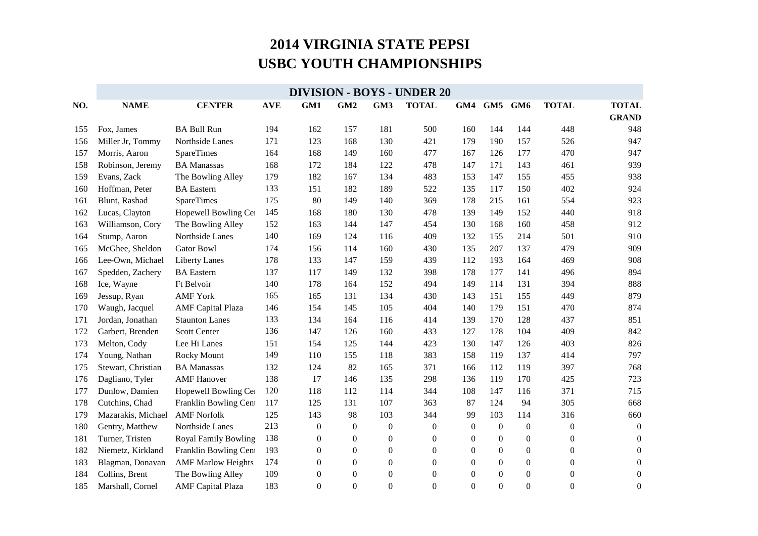# 2014 VIRGINIA STATE PEPSI
# USBC YOUTH CHAMPIONSHIPS

## DIVISION - BOYS - UNDER 20

| NO. | NAME | CENTER | AVE | GM1 | GM2 | GM3 | TOTAL | GM4 | GM5 | GM6 | TOTAL | GRAND TOTAL |
|---|---|---|---|---|---|---|---|---|---|---|---|---|
| 155 | Fox, James | BA Bull Run | 194 | 162 | 157 | 181 | 500 | 160 | 144 | 144 | 448 | 948 |
| 156 | Miller Jr, Tommy | Northside Lanes | 171 | 123 | 168 | 130 | 421 | 179 | 190 | 157 | 526 | 947 |
| 157 | Morris, Aaron | SpareTimes | 164 | 168 | 149 | 160 | 477 | 167 | 126 | 177 | 470 | 947 |
| 158 | Robinson, Jeremy | BA Manassas | 168 | 172 | 184 | 122 | 478 | 147 | 171 | 143 | 461 | 939 |
| 159 | Evans, Zack | The Bowling Alley | 179 | 182 | 167 | 134 | 483 | 153 | 147 | 155 | 455 | 938 |
| 160 | Hoffman, Peter | BA Eastern | 133 | 151 | 182 | 189 | 522 | 135 | 117 | 150 | 402 | 924 |
| 161 | Blunt, Rashad | SpareTimes | 175 | 80 | 149 | 140 | 369 | 178 | 215 | 161 | 554 | 923 |
| 162 | Lucas, Clayton | Hopewell Bowling Cen | 145 | 168 | 180 | 130 | 478 | 139 | 149 | 152 | 440 | 918 |
| 163 | Williamson, Cory | The Bowling Alley | 152 | 163 | 144 | 147 | 454 | 130 | 168 | 160 | 458 | 912 |
| 164 | Stump, Aaron | Northside Lanes | 140 | 169 | 124 | 116 | 409 | 132 | 155 | 214 | 501 | 910 |
| 165 | McGhee, Sheldon | Gator Bowl | 174 | 156 | 114 | 160 | 430 | 135 | 207 | 137 | 479 | 909 |
| 166 | Lee-Own, Michael | Liberty Lanes | 178 | 133 | 147 | 159 | 439 | 112 | 193 | 164 | 469 | 908 |
| 167 | Spedden, Zachery | BA Eastern | 137 | 117 | 149 | 132 | 398 | 178 | 177 | 141 | 496 | 894 |
| 168 | Ice, Wayne | Ft Belvoir | 140 | 178 | 164 | 152 | 494 | 149 | 114 | 131 | 394 | 888 |
| 169 | Jessup, Ryan | AMF York | 165 | 165 | 131 | 134 | 430 | 143 | 151 | 155 | 449 | 879 |
| 170 | Waugh, Jacquel | AMF Capital Plaza | 146 | 154 | 145 | 105 | 404 | 140 | 179 | 151 | 470 | 874 |
| 171 | Jordan, Jonathan | Staunton Lanes | 133 | 134 | 164 | 116 | 414 | 139 | 170 | 128 | 437 | 851 |
| 172 | Garbert, Brenden | Scott Center | 136 | 147 | 126 | 160 | 433 | 127 | 178 | 104 | 409 | 842 |
| 173 | Melton, Cody | Lee Hi Lanes | 151 | 154 | 125 | 144 | 423 | 130 | 147 | 126 | 403 | 826 |
| 174 | Young, Nathan | Rocky Mount | 149 | 110 | 155 | 118 | 383 | 158 | 119 | 137 | 414 | 797 |
| 175 | Stewart, Christian | BA Manassas | 132 | 124 | 82 | 165 | 371 | 166 | 112 | 119 | 397 | 768 |
| 176 | Dagliano, Tyler | AMF Hanover | 138 | 17 | 146 | 135 | 298 | 136 | 119 | 170 | 425 | 723 |
| 177 | Dunlow, Damien | Hopewell Bowling Cen | 120 | 118 | 112 | 114 | 344 | 108 | 147 | 116 | 371 | 715 |
| 178 | Cutchins, Chad | Franklin Bowling Cent | 117 | 125 | 131 | 107 | 363 | 87 | 124 | 94 | 305 | 668 |
| 179 | Mazarakis, Michael | AMF Norfolk | 125 | 143 | 98 | 103 | 344 | 99 | 103 | 114 | 316 | 660 |
| 180 | Gentry, Matthew | Northside Lanes | 213 | 0 | 0 | 0 | 0 | 0 | 0 | 0 | 0 | 0 |
| 181 | Turner, Tristen | Royal Family Bowling | 138 | 0 | 0 | 0 | 0 | 0 | 0 | 0 | 0 | 0 |
| 182 | Niemetz, Kirkland | Franklin Bowling Cent | 193 | 0 | 0 | 0 | 0 | 0 | 0 | 0 | 0 | 0 |
| 183 | Blagman, Donavan | AMF Marlow Heights | 174 | 0 | 0 | 0 | 0 | 0 | 0 | 0 | 0 | 0 |
| 184 | Collins, Brent | The Bowling Alley | 109 | 0 | 0 | 0 | 0 | 0 | 0 | 0 | 0 | 0 |
| 185 | Marshall, Cornel | AMF Capital Plaza | 183 | 0 | 0 | 0 | 0 | 0 | 0 | 0 | 0 | 0 |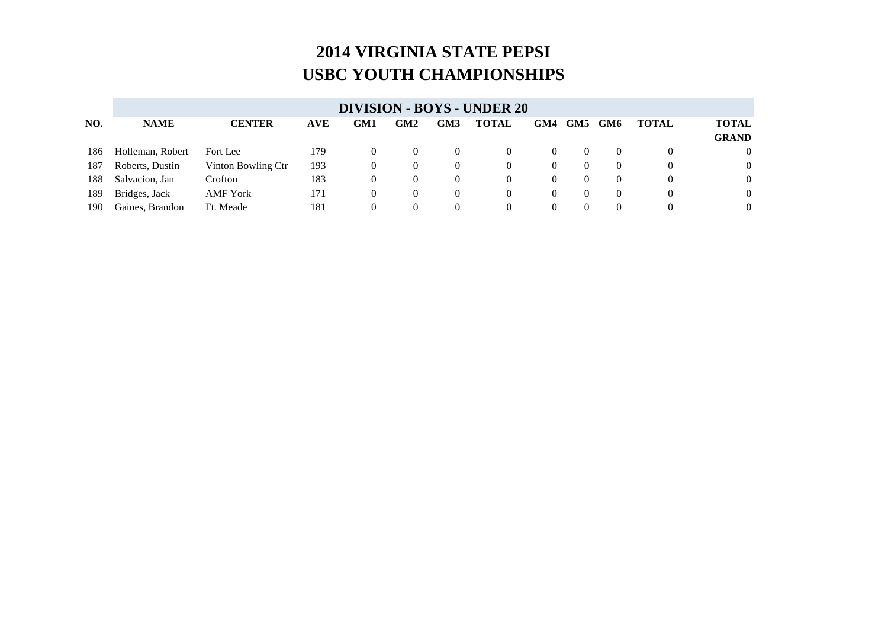# 2014 VIRGINIA STATE PEPSI
# USBC YOUTH CHAMPIONSHIPS

## DIVISION - BOYS - UNDER 20

| NO. | NAME | CENTER | AVE | GM1 | GM2 | GM3 | TOTAL | GM4 | GM5 | GM6 | TOTAL | TOTAL GRAND |
|---|---|---|---|---|---|---|---|---|---|---|---|---|
| 186 | Holleman, Robert | Fort Lee | 179 | 0 | 0 | 0 | 0 | 0 | 0 | 0 | 0 | 0 |
| 187 | Roberts, Dustin | Vinton Bowling Ctr | 193 | 0 | 0 | 0 | 0 | 0 | 0 | 0 | 0 | 0 |
| 188 | Salvacion, Jan | Crofton | 183 | 0 | 0 | 0 | 0 | 0 | 0 | 0 | 0 | 0 |
| 189 | Bridges, Jack | AMF York | 171 | 0 | 0 | 0 | 0 | 0 | 0 | 0 | 0 | 0 |
| 190 | Gaines, Brandon | Ft. Meade | 181 | 0 | 0 | 0 | 0 | 0 | 0 | 0 | 0 | 0 |